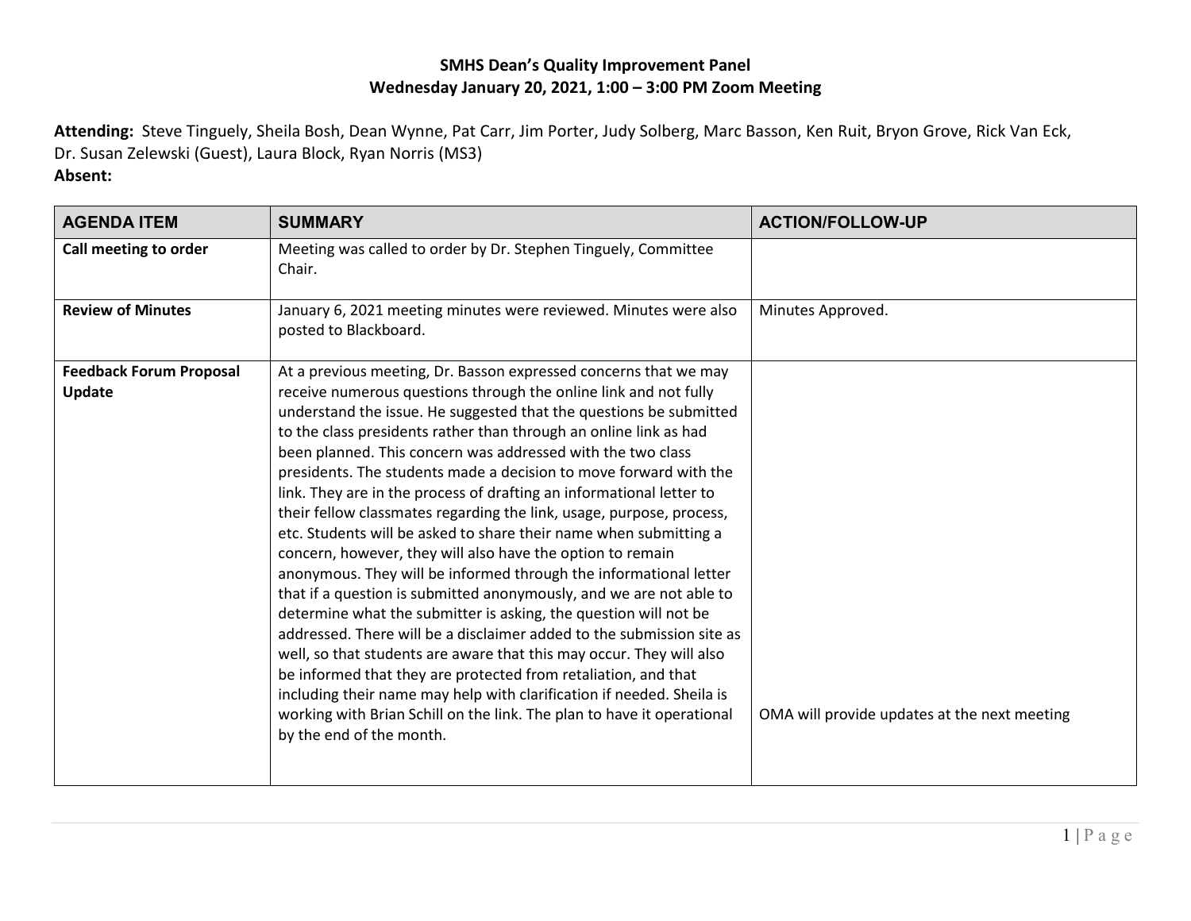**SMHS Dean's Quality Improvement Panel**
**Wednesday January 20, 2021, 1:00 – 3:00 PM Zoom Meeting**

**Attending:** Steve Tinguely, Sheila Bosh, Dean Wynne, Pat Carr, Jim Porter, Judy Solberg, Marc Basson, Ken Ruit, Bryon Grove, Rick Van Eck, Dr. Susan Zelewski (Guest), Laura Block, Ryan Norris (MS3)
**Absent:**

| AGENDA ITEM | SUMMARY | ACTION/FOLLOW-UP |
|---|---|---|
| **Call meeting to order** | Meeting was called to order by Dr. Stephen Tinguely, Committee Chair. | |
| **Review of Minutes** | January 6, 2021 meeting minutes were reviewed. Minutes were also posted to Blackboard. | Minutes Approved. |
| **Feedback Forum Proposal Update** | At a previous meeting, Dr. Basson expressed concerns that we may receive numerous questions through the online link and not fully understand the issue. He suggested that the questions be submitted to the class presidents rather than through an online link as had been planned. This concern was addressed with the two class presidents. The students made a decision to move forward with the link. They are in the process of drafting an informational letter to their fellow classmates regarding the link, usage, purpose, process, etc. Students will be asked to share their name when submitting a concern, however, they will also have the option to remain anonymous. They will be informed through the informational letter that if a question is submitted anonymously, and we are not able to determine what the submitter is asking, the question will not be addressed. There will be a disclaimer added to the submission site as well, so that students are aware that this may occur. They will also be informed that they are protected from retaliation, and that including their name may help with clarification if needed. Sheila is working with Brian Schill on the link. The plan to have it operational by the end of the month. | OMA will provide updates at the next meeting |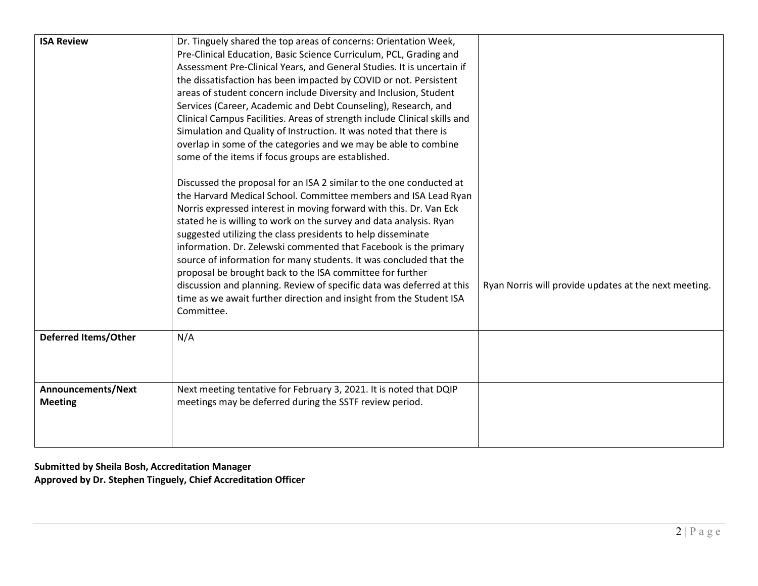| | | |
|---|---|---|
| **ISA Review** | Dr. Tinguely shared the top areas of concerns: Orientation Week, Pre-Clinical Education, Basic Science Curriculum, PCL, Grading and Assessment Pre-Clinical Years, and General Studies. It is uncertain if the dissatisfaction has been impacted by COVID or not. Persistent areas of student concern include Diversity and Inclusion, Student Services (Career, Academic and Debt Counseling), Research, and Clinical Campus Facilities. Areas of strength include Clinical skills and Simulation and Quality of Instruction. It was noted that there is overlap in some of the categories and we may be able to combine some of the items if focus groups are established.<br><br>Discussed the proposal for an ISA 2 similar to the one conducted at the Harvard Medical School. Committee members and ISA Lead Ryan Norris expressed interest in moving forward with this. Dr. Van Eck stated he is willing to work on the survey and data analysis. Ryan suggested utilizing the class presidents to help disseminate information. Dr. Zelewski commented that Facebook is the primary source of information for many students. It was concluded that the proposal be brought back to the ISA committee for further discussion and planning. Review of specific data was deferred at this time as we await further direction and insight from the Student ISA Committee. | Ryan Norris will provide updates at the next meeting. |
| **Deferred Items/Other** | N/A | |
| **Announcements/Next Meeting** | Next meeting tentative for February 3, 2021. It is noted that DQIP meetings may be deferred during the SSTF review period. | |

**Submitted by Sheila Bosh, Accreditation Manager**
**Approved by Dr. Stephen Tinguely, Chief Accreditation Officer**